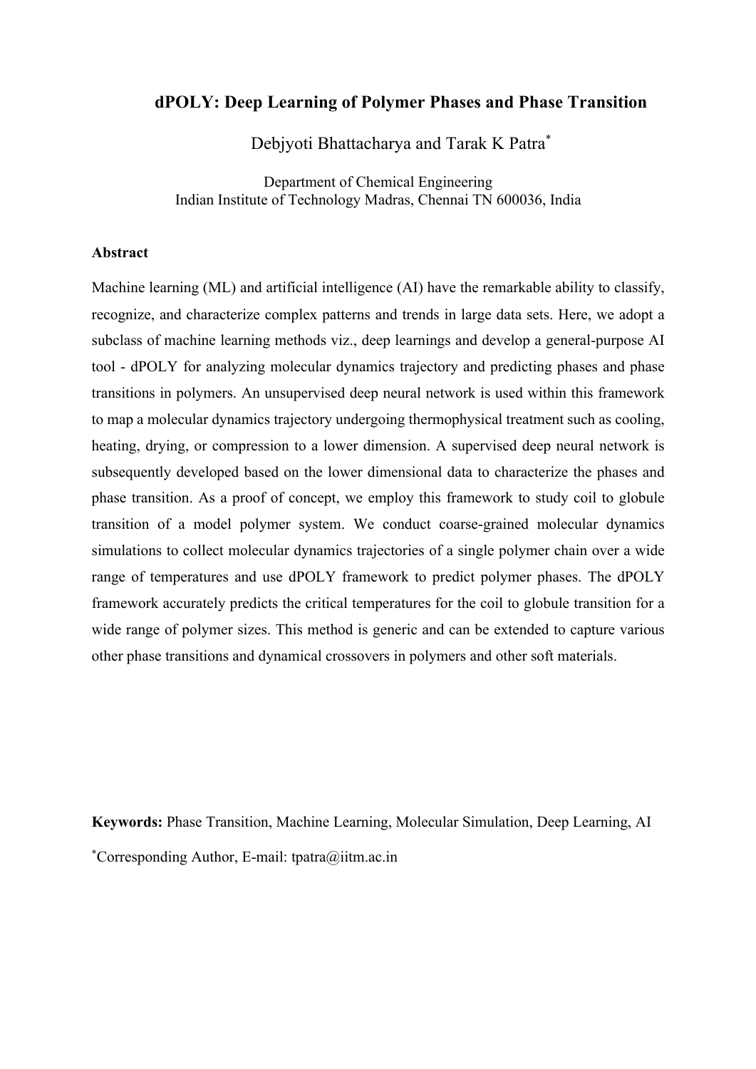# dPOLY: Deep Learning of Polymer Phases and Phase Transition

Debjyoti Bhattacharya and Tarak K Patra*

Department of Chemical Engineering
Indian Institute of Technology Madras, Chennai TN 600036, India

## Abstract

Machine learning (ML) and artificial intelligence (AI) have the remarkable ability to classify, recognize, and characterize complex patterns and trends in large data sets. Here, we adopt a subclass of machine learning methods viz., deep learnings and develop a general-purpose AI tool - dPOLY for analyzing molecular dynamics trajectory and predicting phases and phase transitions in polymers. An unsupervised deep neural network is used within this framework to map a molecular dynamics trajectory undergoing thermophysical treatment such as cooling, heating, drying, or compression to a lower dimension. A supervised deep neural network is subsequently developed based on the lower dimensional data to characterize the phases and phase transition. As a proof of concept, we employ this framework to study coil to globule transition of a model polymer system. We conduct coarse-grained molecular dynamics simulations to collect molecular dynamics trajectories of a single polymer chain over a wide range of temperatures and use dPOLY framework to predict polymer phases. The dPOLY framework accurately predicts the critical temperatures for the coil to globule transition for a wide range of polymer sizes. This method is generic and can be extended to capture various other phase transitions and dynamical crossovers in polymers and other soft materials.

**Keywords:** Phase Transition, Machine Learning, Molecular Simulation, Deep Learning, AI

*Corresponding Author, E-mail: tpatra@iitm.ac.in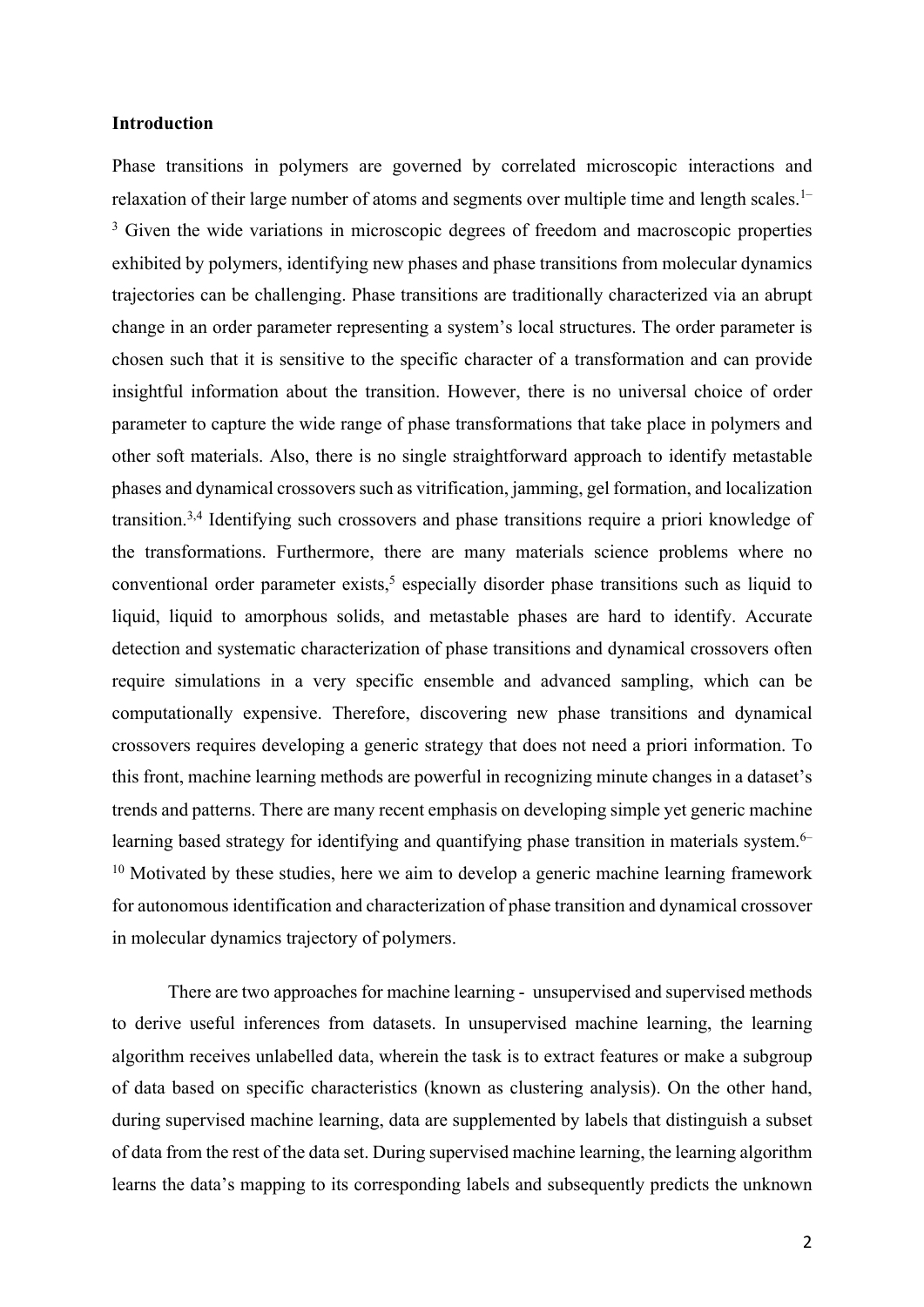**Introduction**

Phase transitions in polymers are governed by correlated microscopic interactions and relaxation of their large number of atoms and segments over multiple time and length scales.[1–3] Given the wide variations in microscopic degrees of freedom and macroscopic properties exhibited by polymers, identifying new phases and phase transitions from molecular dynamics trajectories can be challenging. Phase transitions are traditionally characterized via an abrupt change in an order parameter representing a system's local structures. The order parameter is chosen such that it is sensitive to the specific character of a transformation and can provide insightful information about the transition. However, there is no universal choice of order parameter to capture the wide range of phase transformations that take place in polymers and other soft materials. Also, there is no single straightforward approach to identify metastable phases and dynamical crossovers such as vitrification, jamming, gel formation, and localization transition.[3,4] Identifying such crossovers and phase transitions require a priori knowledge of the transformations. Furthermore, there are many materials science problems where no conventional order parameter exists,[5] especially disorder phase transitions such as liquid to liquid, liquid to amorphous solids, and metastable phases are hard to identify. Accurate detection and systematic characterization of phase transitions and dynamical crossovers often require simulations in a very specific ensemble and advanced sampling, which can be computationally expensive. Therefore, discovering new phase transitions and dynamical crossovers requires developing a generic strategy that does not need a priori information. To this front, machine learning methods are powerful in recognizing minute changes in a dataset's trends and patterns. There are many recent emphasis on developing simple yet generic machine learning based strategy for identifying and quantifying phase transition in materials system.[6–10] Motivated by these studies, here we aim to develop a generic machine learning framework for autonomous identification and characterization of phase transition and dynamical crossover in molecular dynamics trajectory of polymers.

There are two approaches for machine learning - unsupervised and supervised methods to derive useful inferences from datasets. In unsupervised machine learning, the learning algorithm receives unlabelled data, wherein the task is to extract features or make a subgroup of data based on specific characteristics (known as clustering analysis). On the other hand, during supervised machine learning, data are supplemented by labels that distinguish a subset of data from the rest of the data set. During supervised machine learning, the learning algorithm learns the data's mapping to its corresponding labels and subsequently predicts the unknown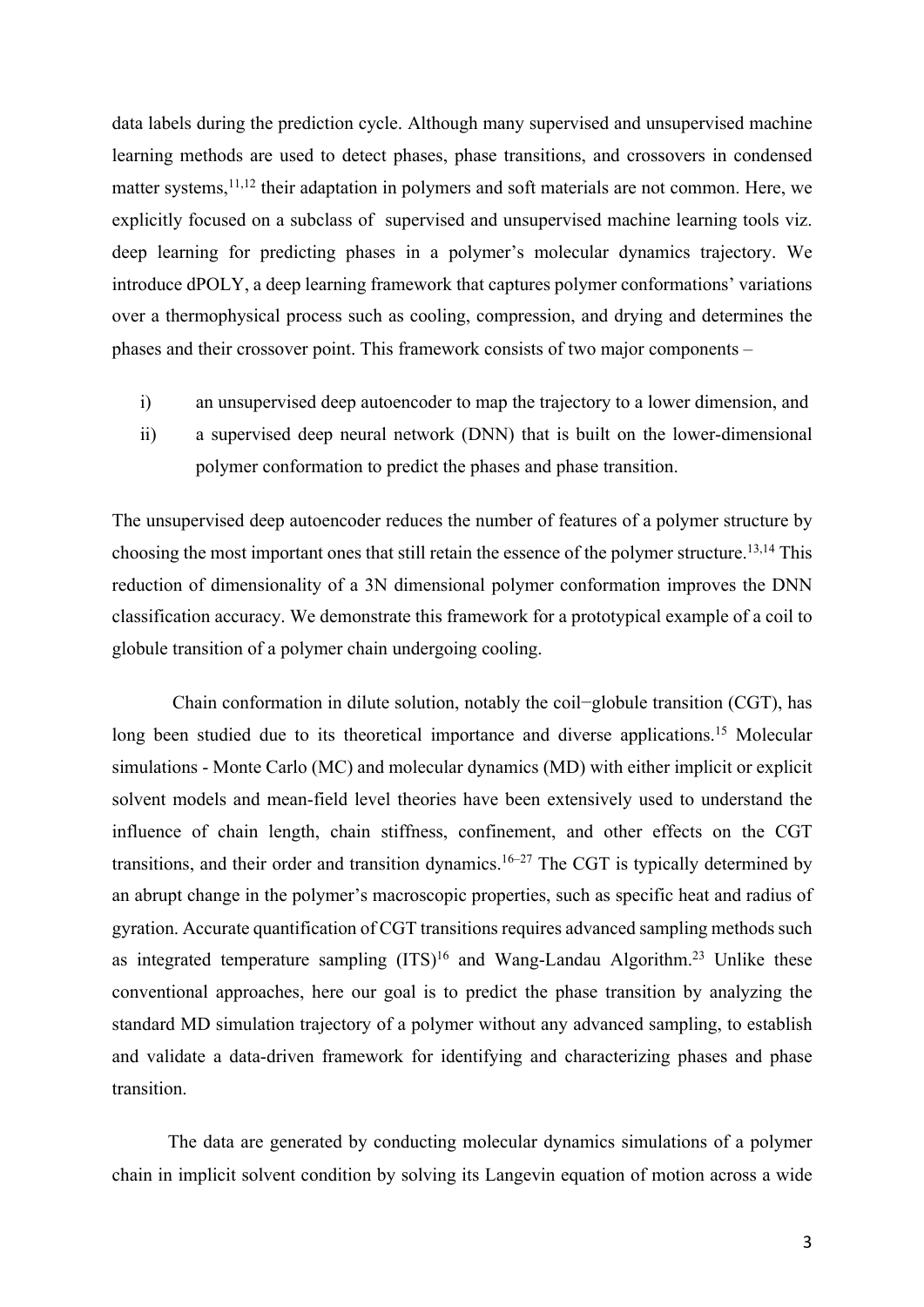data labels during the prediction cycle. Although many supervised and unsupervised machine learning methods are used to detect phases, phase transitions, and crossovers in condensed matter systems,[11,12] their adaptation in polymers and soft materials are not common. Here, we explicitly focused on a subclass of supervised and unsupervised machine learning tools viz. deep learning for predicting phases in a polymer's molecular dynamics trajectory. We introduce dPOLY, a deep learning framework that captures polymer conformations' variations over a thermophysical process such as cooling, compression, and drying and determines the phases and their crossover point. This framework consists of two major components –

i) an unsupervised deep autoencoder to map the trajectory to a lower dimension, and
ii) a supervised deep neural network (DNN) that is built on the lower-dimensional polymer conformation to predict the phases and phase transition.

The unsupervised deep autoencoder reduces the number of features of a polymer structure by choosing the most important ones that still retain the essence of the polymer structure.[13,14] This reduction of dimensionality of a 3N dimensional polymer conformation improves the DNN classification accuracy. We demonstrate this framework for a prototypical example of a coil to globule transition of a polymer chain undergoing cooling.

Chain conformation in dilute solution, notably the coil−globule transition (CGT), has long been studied due to its theoretical importance and diverse applications.[15] Molecular simulations - Monte Carlo (MC) and molecular dynamics (MD) with either implicit or explicit solvent models and mean-field level theories have been extensively used to understand the influence of chain length, chain stiffness, confinement, and other effects on the CGT transitions, and their order and transition dynamics.[16–27] The CGT is typically determined by an abrupt change in the polymer's macroscopic properties, such as specific heat and radius of gyration. Accurate quantification of CGT transitions requires advanced sampling methods such as integrated temperature sampling (ITS)[16] and Wang-Landau Algorithm.[23] Unlike these conventional approaches, here our goal is to predict the phase transition by analyzing the standard MD simulation trajectory of a polymer without any advanced sampling, to establish and validate a data-driven framework for identifying and characterizing phases and phase transition.

The data are generated by conducting molecular dynamics simulations of a polymer chain in implicit solvent condition by solving its Langevin equation of motion across a wide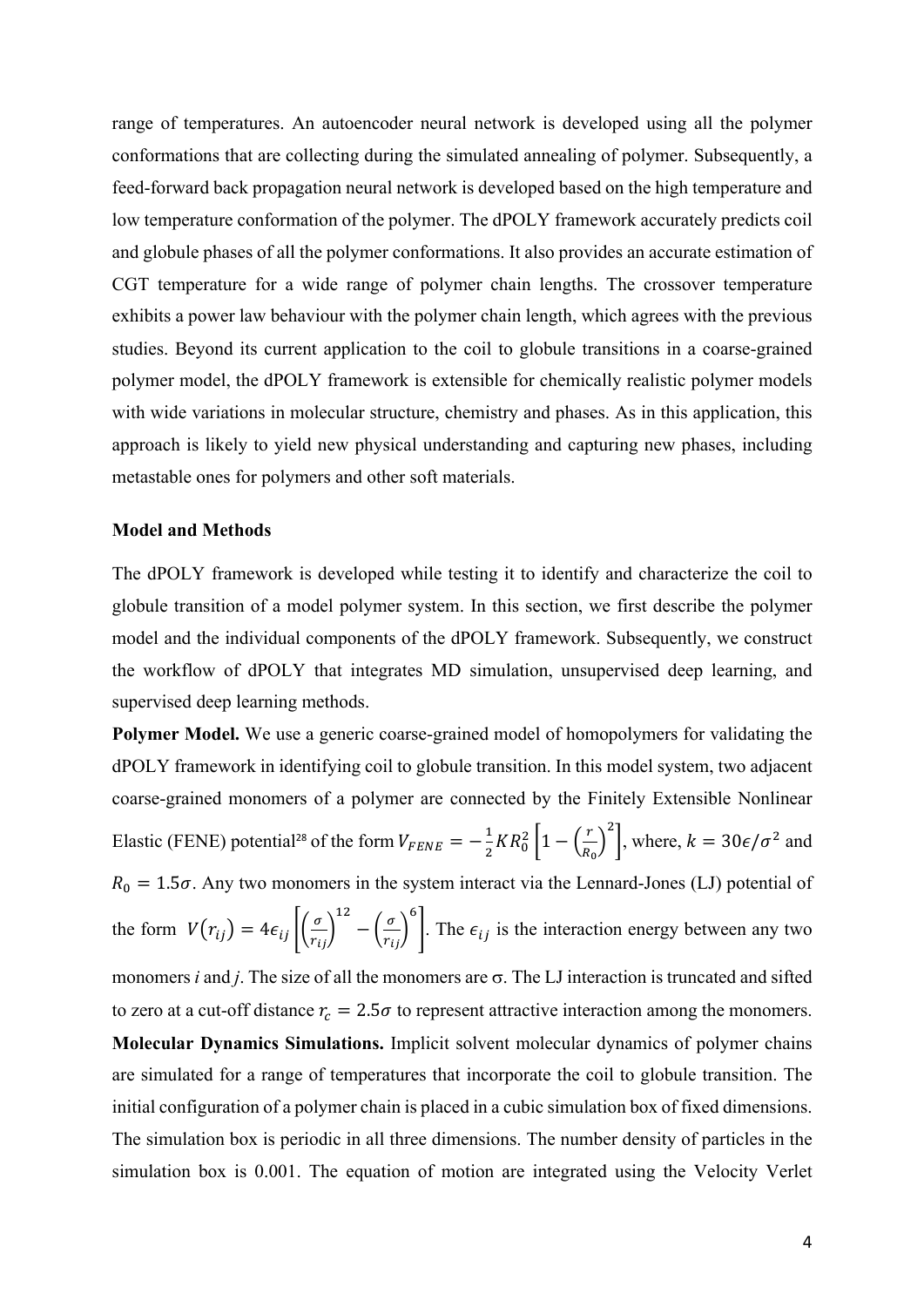range of temperatures. An autoencoder neural network is developed using all the polymer conformations that are collecting during the simulated annealing of polymer. Subsequently, a feed-forward back propagation neural network is developed based on the high temperature and low temperature conformation of the polymer. The dPOLY framework accurately predicts coil and globule phases of all the polymer conformations. It also provides an accurate estimation of CGT temperature for a wide range of polymer chain lengths. The crossover temperature exhibits a power law behaviour with the polymer chain length, which agrees with the previous studies. Beyond its current application to the coil to globule transitions in a coarse-grained polymer model, the dPOLY framework is extensible for chemically realistic polymer models with wide variations in molecular structure, chemistry and phases. As in this application, this approach is likely to yield new physical understanding and capturing new phases, including metastable ones for polymers and other soft materials.

## Model and Methods

The dPOLY framework is developed while testing it to identify and characterize the coil to globule transition of a model polymer system. In this section, we first describe the polymer model and the individual components of the dPOLY framework. Subsequently, we construct the workflow of dPOLY that integrates MD simulation, unsupervised deep learning, and supervised deep learning methods.

**Polymer Model.** We use a generic coarse-grained model of homopolymers for validating the dPOLY framework in identifying coil to globule transition. In this model system, two adjacent coarse-grained monomers of a polymer are connected by the Finitely Extensible Nonlinear Elastic (FENE) potential[28] of the form $V_{FENE} = -\frac{1}{2} K R_0^2 \left[1 - \left(\frac{r}{R_0}\right)^2\right]$, where, $k = 30\epsilon/\sigma^2$ and $R_0 = 1.5\sigma$. Any two monomers in the system interact via the Lennard-Jones (LJ) potential of the form $V(r_{ij}) = 4\epsilon_{ij}\left[\left(\frac{\sigma}{r_{ij}}\right)^{12} - \left(\frac{\sigma}{r_{ij}}\right)^{6}\right]$. The $\epsilon_{ij}$ is the interaction energy between any two monomers *i* and *j*. The size of all the monomers are σ. The LJ interaction is truncated and sifted to zero at a cut-off distance $r_c = 2.5\sigma$ to represent attractive interaction among the monomers.

**Molecular Dynamics Simulations.** Implicit solvent molecular dynamics of polymer chains are simulated for a range of temperatures that incorporate the coil to globule transition. The initial configuration of a polymer chain is placed in a cubic simulation box of fixed dimensions. The simulation box is periodic in all three dimensions. The number density of particles in the simulation box is 0.001. The equation of motion are integrated using the Velocity Verlet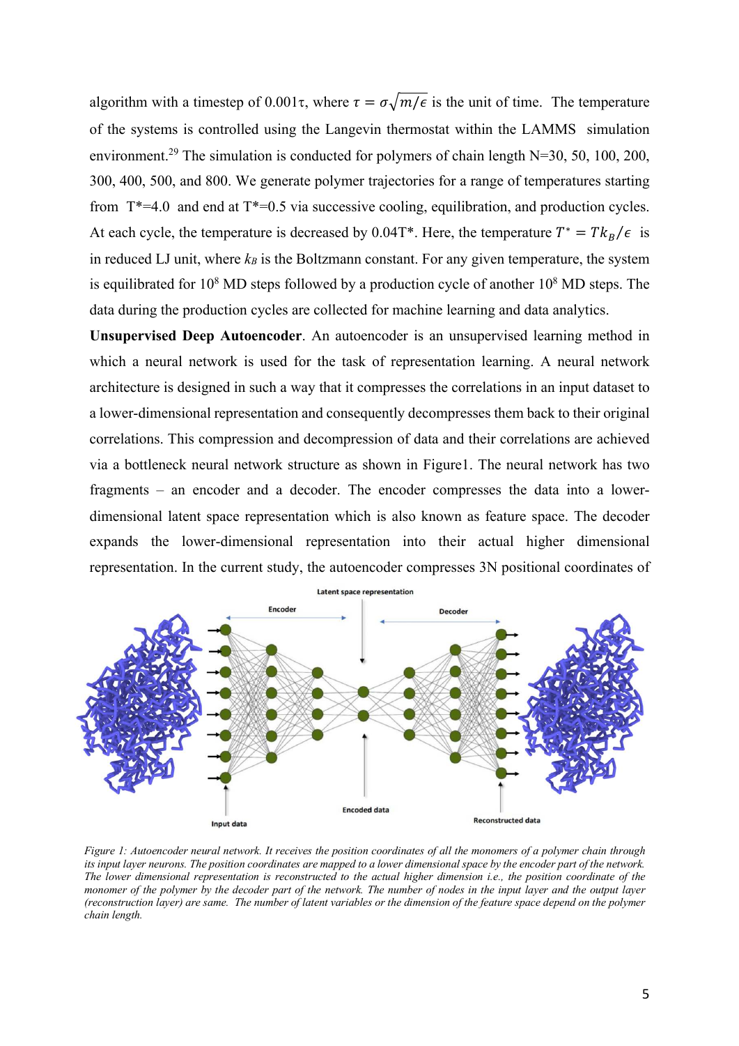algorithm with a timestep of 0.001τ, where $\tau = \sigma\sqrt{m/\epsilon}$ is the unit of time. The temperature of the systems is controlled using the Langevin thermostat within the LAMMS simulation environment.[29] The simulation is conducted for polymers of chain length N=30, 50, 100, 200, 300, 400, 500, and 800. We generate polymer trajectories for a range of temperatures starting from T*=4.0 and end at T*=0.5 via successive cooling, equilibration, and production cycles. At each cycle, the temperature is decreased by 0.04T*. Here, the temperature $T^* = Tk_B/\epsilon$ is in reduced LJ unit, where $k_B$ is the Boltzmann constant. For any given temperature, the system is equilibrated for $10^8$ MD steps followed by a production cycle of another $10^8$ MD steps. The data during the production cycles are collected for machine learning and data analytics.

**Unsupervised Deep Autoencoder**. An autoencoder is an unsupervised learning method in which a neural network is used for the task of representation learning. A neural network architecture is designed in such a way that it compresses the correlations in an input dataset to a lower-dimensional representation and consequently decompresses them back to their original correlations. This compression and decompression of data and their correlations are achieved via a bottleneck neural network structure as shown in Figure1. The neural network has two fragments – an encoder and a decoder. The encoder compresses the data into a lower-dimensional latent space representation which is also known as feature space. The decoder expands the lower-dimensional representation into their actual higher dimensional representation. In the current study, the autoencoder compresses 3N positional coordinates of

*Figure 1: Autoencoder neural network. It receives the position coordinates of all the monomers of a polymer chain through its input layer neurons. The position coordinates are mapped to a lower dimensional space by the encoder part of the network. The lower dimensional representation is reconstructed to the actual higher dimension i.e., the position coordinate of the monomer of the polymer by the decoder part of the network. The number of nodes in the input layer and the output layer (reconstruction layer) are same. The number of latent variables or the dimension of the feature space depend on the polymer chain length.*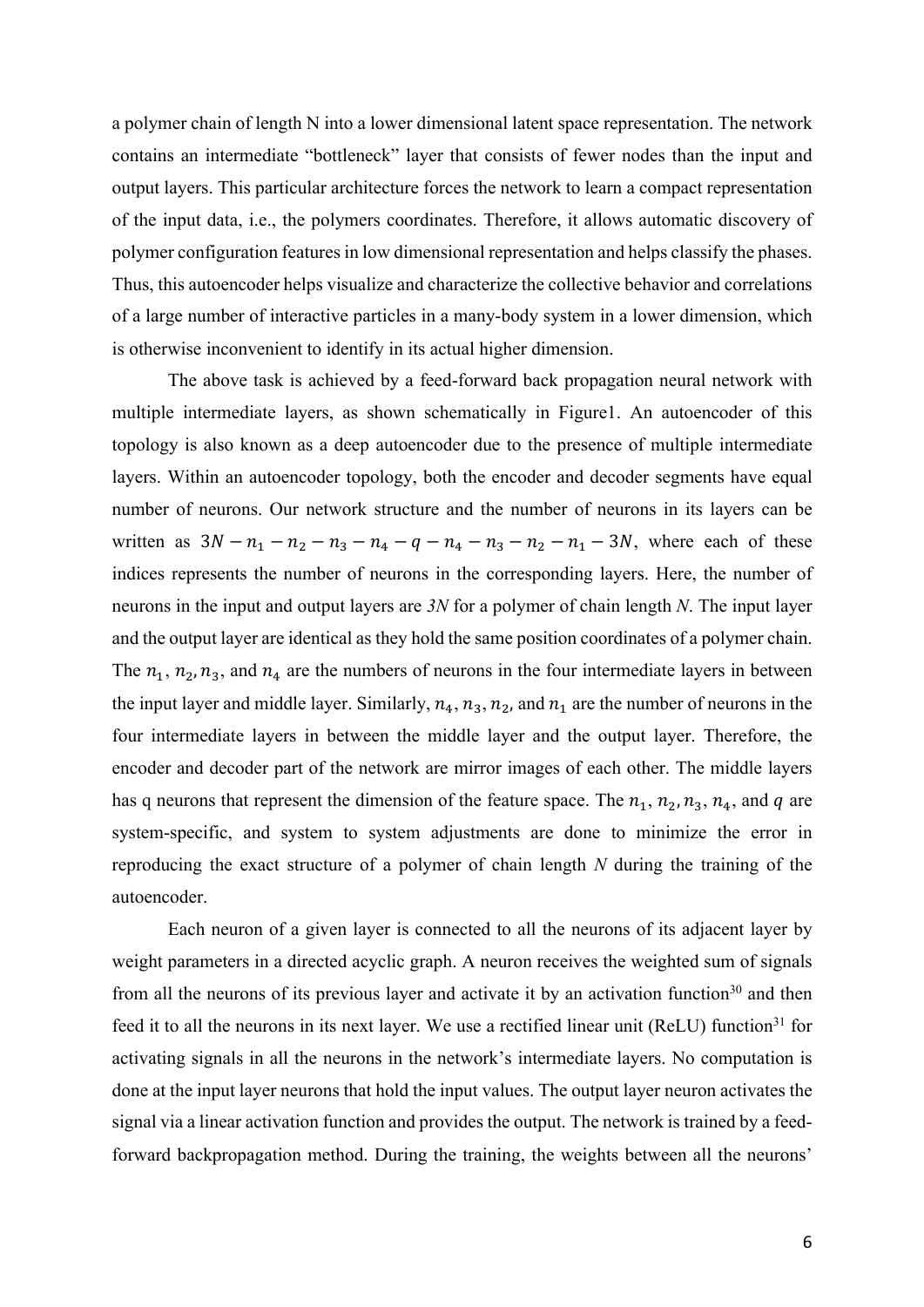a polymer chain of length N into a lower dimensional latent space representation. The network contains an intermediate "bottleneck" layer that consists of fewer nodes than the input and output layers. This particular architecture forces the network to learn a compact representation of the input data, i.e., the polymers coordinates. Therefore, it allows automatic discovery of polymer configuration features in low dimensional representation and helps classify the phases. Thus, this autoencoder helps visualize and characterize the collective behavior and correlations of a large number of interactive particles in a many-body system in a lower dimension, which is otherwise inconvenient to identify in its actual higher dimension.

The above task is achieved by a feed-forward back propagation neural network with multiple intermediate layers, as shown schematically in Figure1. An autoencoder of this topology is also known as a deep autoencoder due to the presence of multiple intermediate layers. Within an autoencoder topology, both the encoder and decoder segments have equal number of neurons. Our network structure and the number of neurons in its layers can be written as $3N - n_1 - n_2 - n_3 - n_4 - q - n_4 - n_3 - n_2 - n_1 - 3N$, where each of these indices represents the number of neurons in the corresponding layers. Here, the number of neurons in the input and output layers are *3N* for a polymer of chain length *N*. The input layer and the output layer are identical as they hold the same position coordinates of a polymer chain. The $n_1$, $n_2$, $n_3$, and $n_4$ are the numbers of neurons in the four intermediate layers in between the input layer and middle layer. Similarly, $n_4$, $n_3$, $n_2$, and $n_1$ are the number of neurons in the four intermediate layers in between the middle layer and the output layer. Therefore, the encoder and decoder part of the network are mirror images of each other. The middle layers has q neurons that represent the dimension of the feature space. The $n_1$, $n_2$, $n_3$, $n_4$, and $q$ are system-specific, and system to system adjustments are done to minimize the error in reproducing the exact structure of a polymer of chain length *N* during the training of the autoencoder.

Each neuron of a given layer is connected to all the neurons of its adjacent layer by weight parameters in a directed acyclic graph. A neuron receives the weighted sum of signals from all the neurons of its previous layer and activate it by an activation function[30] and then feed it to all the neurons in its next layer. We use a rectified linear unit (ReLU) function[31] for activating signals in all the neurons in the network's intermediate layers. No computation is done at the input layer neurons that hold the input values. The output layer neuron activates the signal via a linear activation function and provides the output. The network is trained by a feed-forward backpropagation method. During the training, the weights between all the neurons'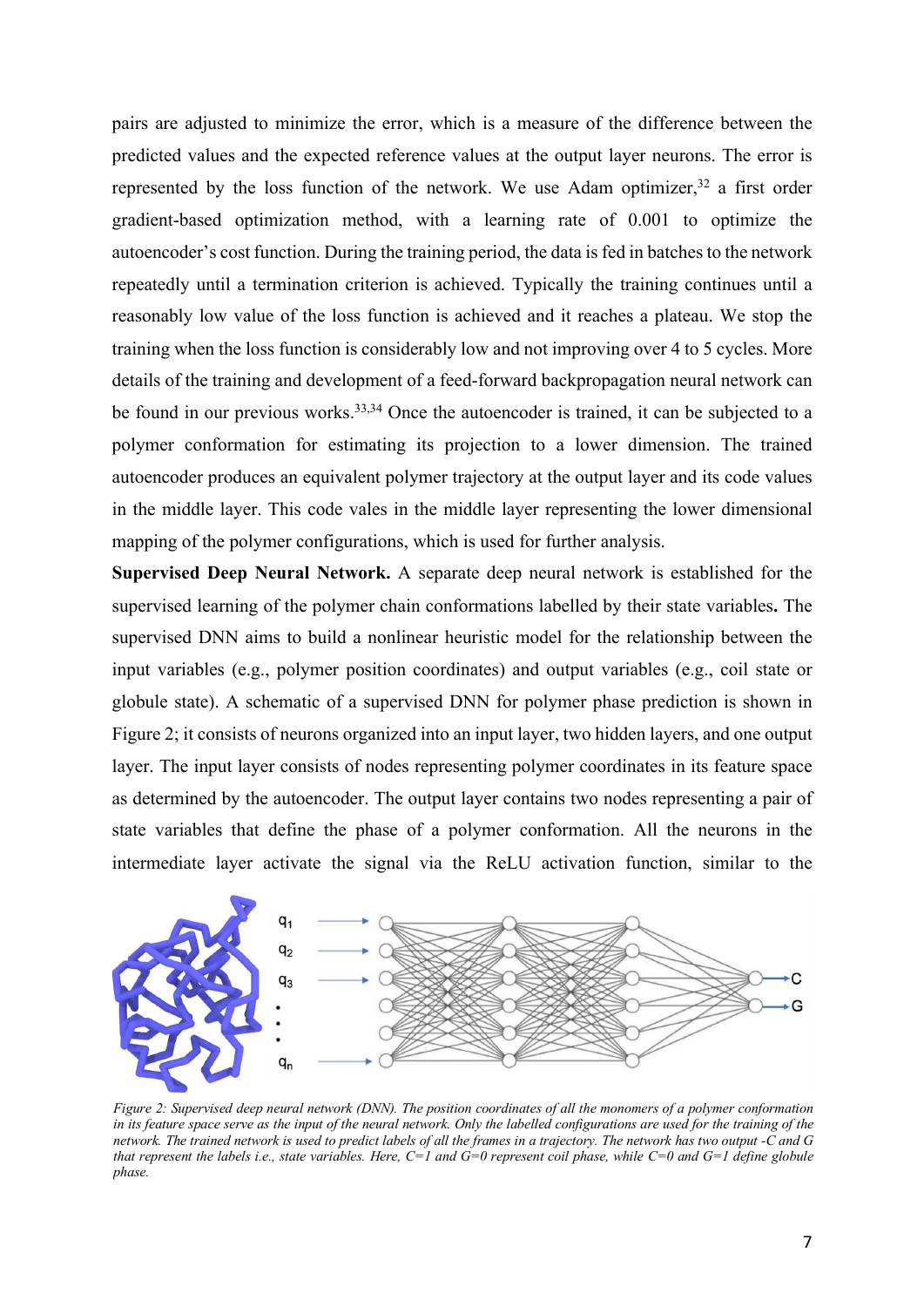pairs are adjusted to minimize the error, which is a measure of the difference between the predicted values and the expected reference values at the output layer neurons. The error is represented by the loss function of the network. We use Adam optimizer,[32] a first order gradient-based optimization method, with a learning rate of 0.001 to optimize the autoencoder's cost function. During the training period, the data is fed in batches to the network repeatedly until a termination criterion is achieved. Typically the training continues until a reasonably low value of the loss function is achieved and it reaches a plateau. We stop the training when the loss function is considerably low and not improving over 4 to 5 cycles. More details of the training and development of a feed-forward backpropagation neural network can be found in our previous works.[33,34] Once the autoencoder is trained, it can be subjected to a polymer conformation for estimating its projection to a lower dimension. The trained autoencoder produces an equivalent polymer trajectory at the output layer and its code values in the middle layer. This code vales in the middle layer representing the lower dimensional mapping of the polymer configurations, which is used for further analysis.

**Supervised Deep Neural Network.** A separate deep neural network is established for the supervised learning of the polymer chain conformations labelled by their state variables**.** The supervised DNN aims to build a nonlinear heuristic model for the relationship between the input variables (e.g., polymer position coordinates) and output variables (e.g., coil state or globule state). A schematic of a supervised DNN for polymer phase prediction is shown in Figure 2; it consists of neurons organized into an input layer, two hidden layers, and one output layer. The input layer consists of nodes representing polymer coordinates in its feature space as determined by the autoencoder. The output layer contains two nodes representing a pair of state variables that define the phase of a polymer conformation. All the neurons in the intermediate layer activate the signal via the ReLU activation function, similar to the

*Figure 2: Supervised deep neural network (DNN). The position coordinates of all the monomers of a polymer conformation in its feature space serve as the input of the neural network. Only the labelled configurations are used for the training of the network. The trained network is used to predict labels of all the frames in a trajectory. The network has two output -C and G that represent the labels i.e., state variables. Here, C=1 and G=0 represent coil phase, while C=0 and G=1 define globule phase.*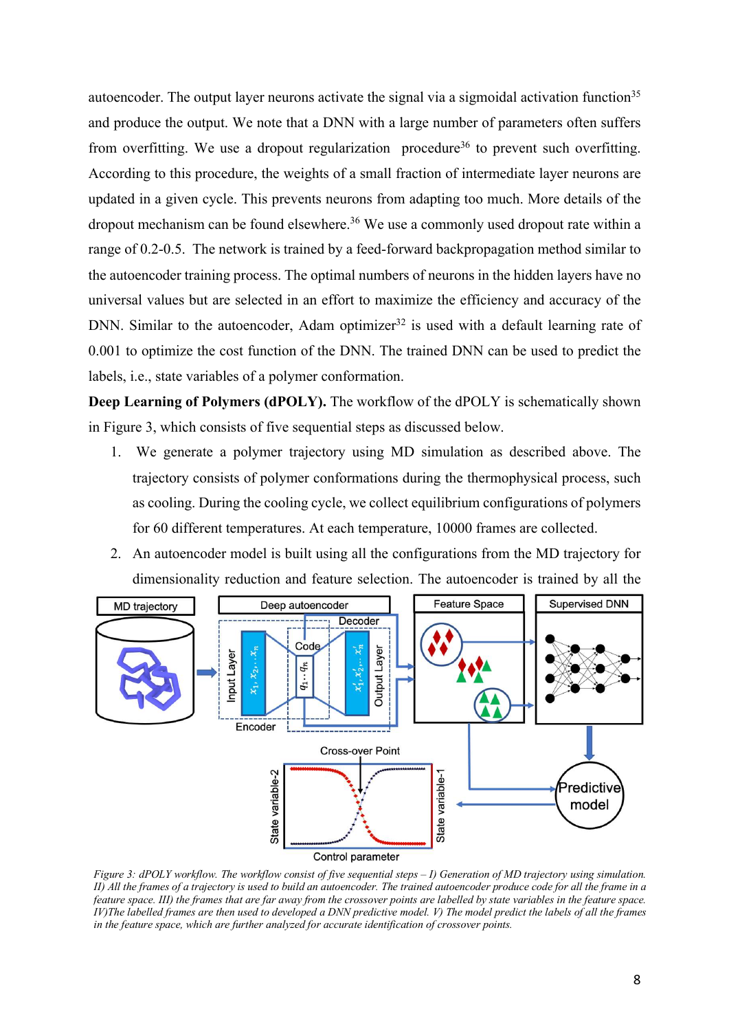autoencoder. The output layer neurons activate the signal via a sigmoidal activation function[35] and produce the output. We note that a DNN with a large number of parameters often suffers from overfitting. We use a dropout regularization procedure[36] to prevent such overfitting. According to this procedure, the weights of a small fraction of intermediate layer neurons are updated in a given cycle. This prevents neurons from adapting too much. More details of the dropout mechanism can be found elsewhere.[36] We use a commonly used dropout rate within a range of 0.2-0.5. The network is trained by a feed-forward backpropagation method similar to the autoencoder training process. The optimal numbers of neurons in the hidden layers have no universal values but are selected in an effort to maximize the efficiency and accuracy of the DNN. Similar to the autoencoder, Adam optimizer[32] is used with a default learning rate of 0.001 to optimize the cost function of the DNN. The trained DNN can be used to predict the labels, i.e., state variables of a polymer conformation.

**Deep Learning of Polymers (dPOLY).** The workflow of the dPOLY is schematically shown in Figure 3, which consists of five sequential steps as discussed below.

1. We generate a polymer trajectory using MD simulation as described above. The trajectory consists of polymer conformations during the thermophysical process, such as cooling. During the cooling cycle, we collect equilibrium configurations of polymers for 60 different temperatures. At each temperature, 10000 frames are collected.
2. An autoencoder model is built using all the configurations from the MD trajectory for dimensionality reduction and feature selection. The autoencoder is trained by all the

*Figure 3: dPOLY workflow. The workflow consist of five sequential steps – I) Generation of MD trajectory using simulation. II) All the frames of a trajectory is used to build an autoencoder. The trained autoencoder produce code for all the frame in a feature space. III) the frames that are far away from the crossover points are labelled by state variables in the feature space. IV)The labelled frames are then used to developed a DNN predictive model. V) The model predict the labels of all the frames in the feature space, which are further analyzed for accurate identification of crossover points.*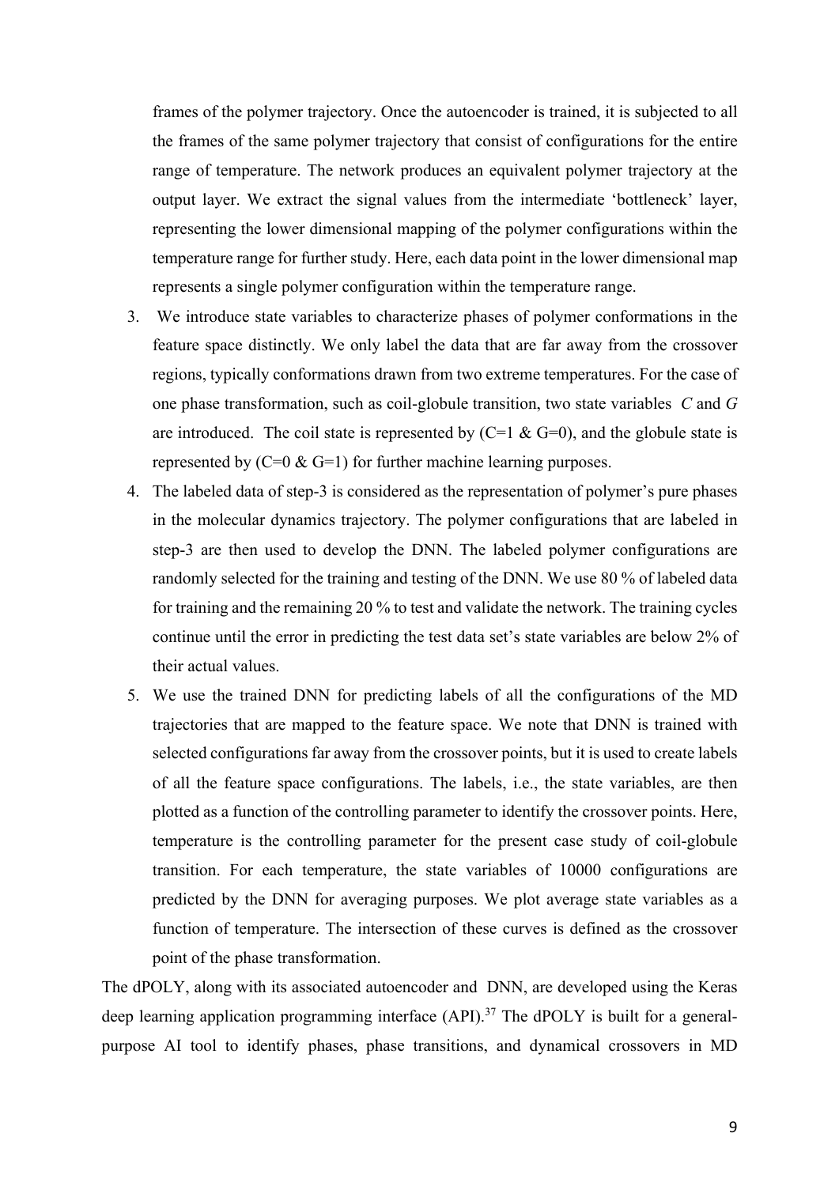frames of the polymer trajectory. Once the autoencoder is trained, it is subjected to all the frames of the same polymer trajectory that consist of configurations for the entire range of temperature. The network produces an equivalent polymer trajectory at the output layer. We extract the signal values from the intermediate 'bottleneck' layer, representing the lower dimensional mapping of the polymer configurations within the temperature range for further study. Here, each data point in the lower dimensional map represents a single polymer configuration within the temperature range.

3. We introduce state variables to characterize phases of polymer conformations in the feature space distinctly. We only label the data that are far away from the crossover regions, typically conformations drawn from two extreme temperatures. For the case of one phase transformation, such as coil-globule transition, two state variables *C* and *G* are introduced. The coil state is represented by (C=1 & G=0), and the globule state is represented by (C=0 & G=1) for further machine learning purposes.
4. The labeled data of step-3 is considered as the representation of polymer's pure phases in the molecular dynamics trajectory. The polymer configurations that are labeled in step-3 are then used to develop the DNN. The labeled polymer configurations are randomly selected for the training and testing of the DNN. We use 80 % of labeled data for training and the remaining 20 % to test and validate the network. The training cycles continue until the error in predicting the test data set's state variables are below 2% of their actual values.
5. We use the trained DNN for predicting labels of all the configurations of the MD trajectories that are mapped to the feature space. We note that DNN is trained with selected configurations far away from the crossover points, but it is used to create labels of all the feature space configurations. The labels, i.e., the state variables, are then plotted as a function of the controlling parameter to identify the crossover points. Here, temperature is the controlling parameter for the present case study of coil-globule transition. For each temperature, the state variables of 10000 configurations are predicted by the DNN for averaging purposes. We plot average state variables as a function of temperature. The intersection of these curves is defined as the crossover point of the phase transformation.

The dPOLY, along with its associated autoencoder and DNN, are developed using the Keras deep learning application programming interface (API).[37] The dPOLY is built for a general-purpose AI tool to identify phases, phase transitions, and dynamical crossovers in MD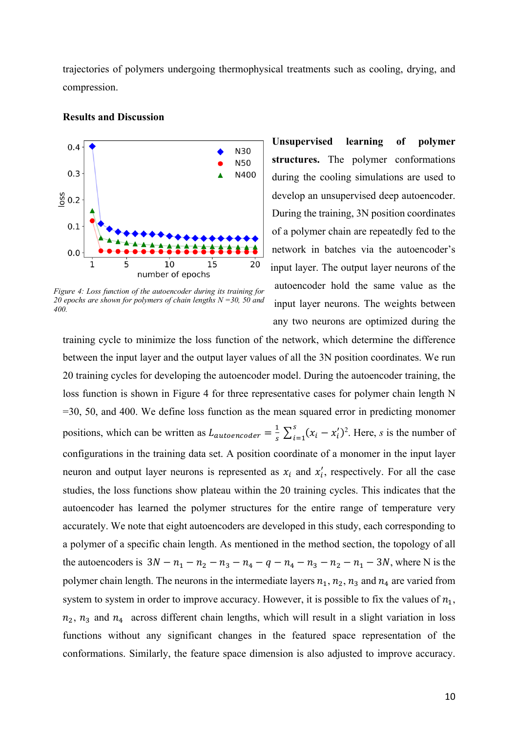trajectories of polymers undergoing thermophysical treatments such as cooling, drying, and compression.

## Results and Discussion

*Figure 4: Loss function of the autoencoder during its training for 20 epochs are shown for polymers of chain lengths N =30, 50 and 400.*

**Unsupervised learning of polymer structures.** The polymer conformations during the cooling simulations are used to develop an unsupervised deep autoencoder. During the training, 3N position coordinates of a polymer chain are repeatedly fed to the network in batches via the autoencoder's input layer. The output layer neurons of the autoencoder hold the same value as the input layer neurons. The weights between any two neurons are optimized during the training cycle to minimize the loss function of the network, which determine the difference between the input layer and the output layer values of all the 3N position coordinates. We run 20 training cycles for developing the autoencoder model. During the autoencoder training, the loss function is shown in Figure 4 for three representative cases for polymer chain length N =30, 50, and 400. We define loss function as the mean squared error in predicting monomer positions, which can be written as $L_{autoencoder} = \frac{1}{s}\sum_{i=1}^{s}(x_i - x_i')^2$. Here, $s$ is the number of configurations in the training data set. A position coordinate of a monomer in the input layer neuron and output layer neurons is represented as $x_i$ and $x_i'$, respectively. For all the case studies, the loss functions show plateau within the 20 training cycles. This indicates that the autoencoder has learned the polymer structures for the entire range of temperature very accurately. We note that eight autoencoders are developed in this study, each corresponding to a polymer of a specific chain length. As mentioned in the method section, the topology of all the autoencoders is $3N - n_1 - n_2 - n_3 - n_4 - q - n_4 - n_3 - n_2 - n_1 - 3N$, where N is the polymer chain length. The neurons in the intermediate layers $n_1$, $n_2$, $n_3$ and $n_4$ are varied from system to system in order to improve accuracy. However, it is possible to fix the values of $n_1$, $n_2$, $n_3$ and $n_4$ across different chain lengths, which will result in a slight variation in loss functions without any significant changes in the featured space representation of the conformations. Similarly, the feature space dimension is also adjusted to improve accuracy.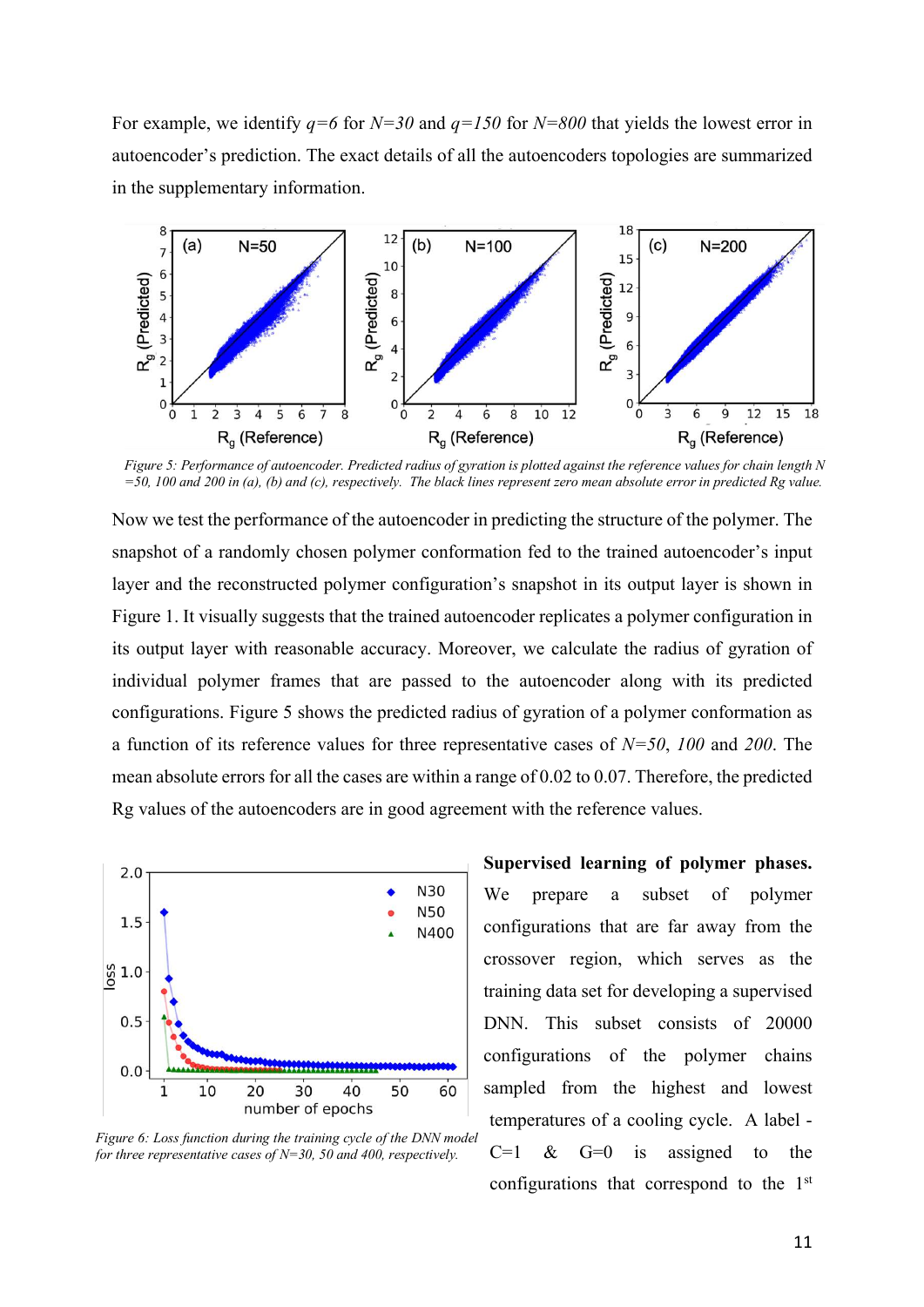For example, we identify *q=6* for *N=30* and *q=150* for *N=800* that yields the lowest error in autoencoder's prediction. The exact details of all the autoencoders topologies are summarized in the supplementary information.

*Figure 5: Performance of autoencoder. Predicted radius of gyration is plotted against the reference values for chain length N =50, 100 and 200 in (a), (b) and (c), respectively. The black lines represent zero mean absolute error in predicted Rg value.*

Now we test the performance of the autoencoder in predicting the structure of the polymer. The snapshot of a randomly chosen polymer conformation fed to the trained autoencoder's input layer and the reconstructed polymer configuration's snapshot in its output layer is shown in Figure 1. It visually suggests that the trained autoencoder replicates a polymer configuration in its output layer with reasonable accuracy. Moreover, we calculate the radius of gyration of individual polymer frames that are passed to the autoencoder along with its predicted configurations. Figure 5 shows the predicted radius of gyration of a polymer conformation as a function of its reference values for three representative cases of *N=50*, *100* and *200*. The mean absolute errors for all the cases are within a range of 0.02 to 0.07. Therefore, the predicted Rg values of the autoencoders are in good agreement with the reference values.

*Figure 6: Loss function during the training cycle of the DNN model for three representative cases of N=30, 50 and 400, respectively.*

**Supervised learning of polymer phases.** We prepare a subset of polymer configurations that are far away from the crossover region, which serves as the training data set for developing a supervised DNN. This subset consists of 20000 configurations of the polymer chains sampled from the highest and lowest temperatures of a cooling cycle. A label - C=1 & G=0 is assigned to the configurations that correspond to the 1st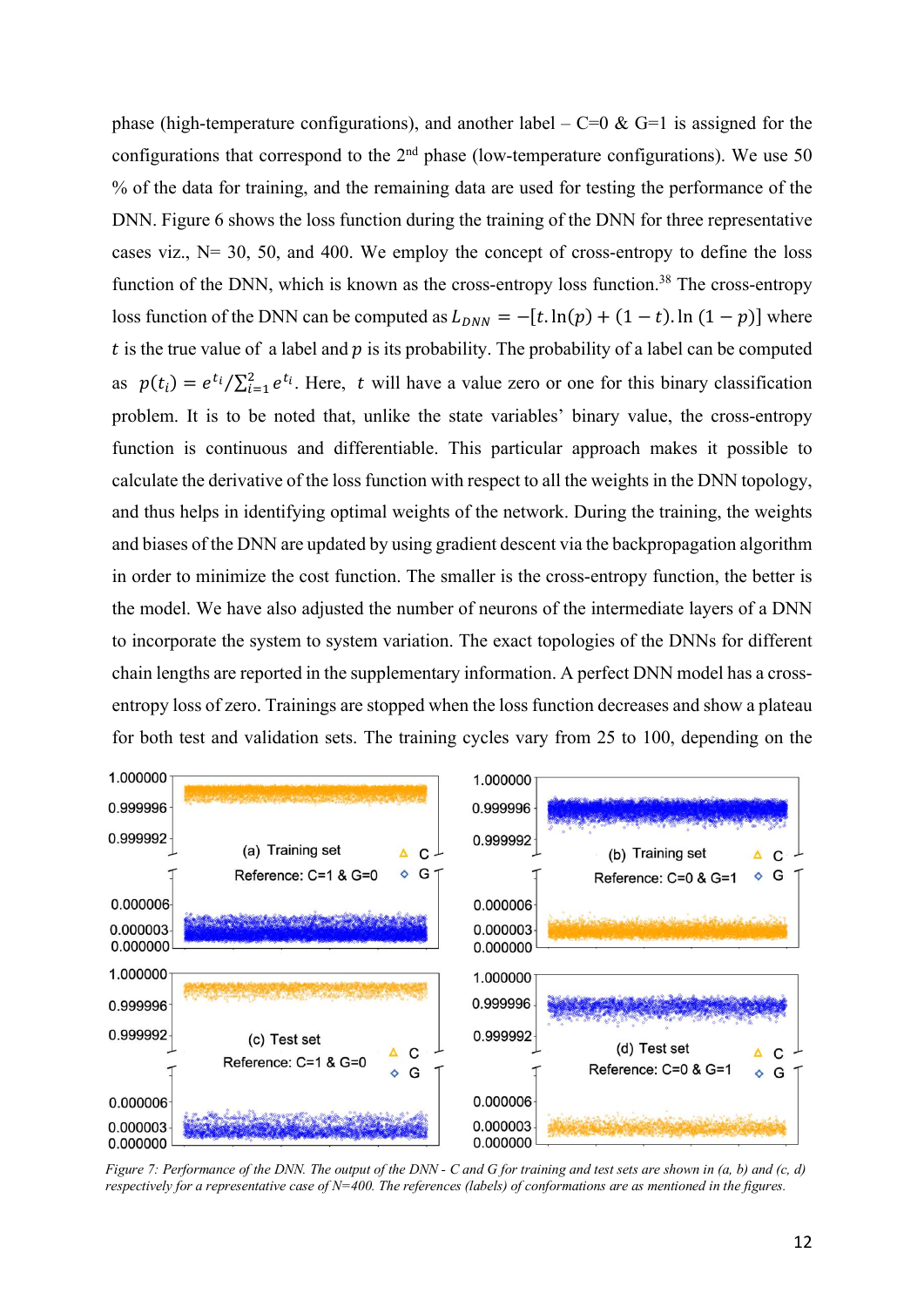phase (high-temperature configurations), and another label – C=0 & G=1 is assigned for the configurations that correspond to the 2nd phase (low-temperature configurations). We use 50 % of the data for training, and the remaining data are used for testing the performance of the DNN. Figure 6 shows the loss function during the training of the DNN for three representative cases viz., N= 30, 50, and 400. We employ the concept of cross-entropy to define the loss function of the DNN, which is known as the cross-entropy loss function.[38] The cross-entropy loss function of the DNN can be computed as $L_{DNN} = -[t.\ln(p) + (1-t).\ln(1-p)]$ where $t$ is the true value of a label and $p$ is its probability. The probability of a label can be computed as $p(t_i) = e^{t_i}/\sum_{i=1}^{2} e^{t_i}$. Here, $t$ will have a value zero or one for this binary classification problem. It is to be noted that, unlike the state variables' binary value, the cross-entropy function is continuous and differentiable. This particular approach makes it possible to calculate the derivative of the loss function with respect to all the weights in the DNN topology, and thus helps in identifying optimal weights of the network. During the training, the weights and biases of the DNN are updated by using gradient descent via the backpropagation algorithm in order to minimize the cost function. The smaller is the cross-entropy function, the better is the model. We have also adjusted the number of neurons of the intermediate layers of a DNN to incorporate the system to system variation. The exact topologies of the DNNs for different chain lengths are reported in the supplementary information. A perfect DNN model has a cross-entropy loss of zero. Trainings are stopped when the loss function decreases and show a plateau for both test and validation sets. The training cycles vary from 25 to 100, depending on the

*Figure 7: Performance of the DNN. The output of the DNN - C and G for training and test sets are shown in (a, b) and (c, d) respectively for a representative case of N=400. The references (labels) of conformations are as mentioned in the figures.*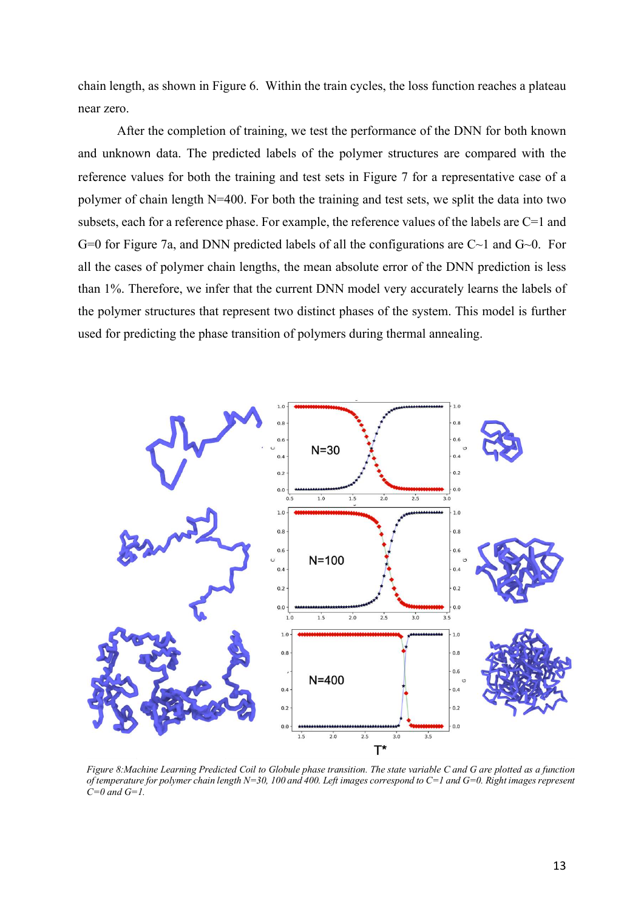chain length, as shown in Figure 6. Within the train cycles, the loss function reaches a plateau near zero.

After the completion of training, we test the performance of the DNN for both known and unknown data. The predicted labels of the polymer structures are compared with the reference values for both the training and test sets in Figure 7 for a representative case of a polymer of chain length N=400. For both the training and test sets, we split the data into two subsets, each for a reference phase. For example, the reference values of the labels are C=1 and G=0 for Figure 7a, and DNN predicted labels of all the configurations are C~1 and G~0. For all the cases of polymer chain lengths, the mean absolute error of the DNN prediction is less than 1%. Therefore, we infer that the current DNN model very accurately learns the labels of the polymer structures that represent two distinct phases of the system. This model is further used for predicting the phase transition of polymers during thermal annealing.

*Figure 8: Machine Learning Predicted Coil to Globule phase transition. The state variable C and G are plotted as a function of temperature for polymer chain length N=30, 100 and 400. Left images correspond to C=1 and G=0. Right images represent C=0 and G=1.*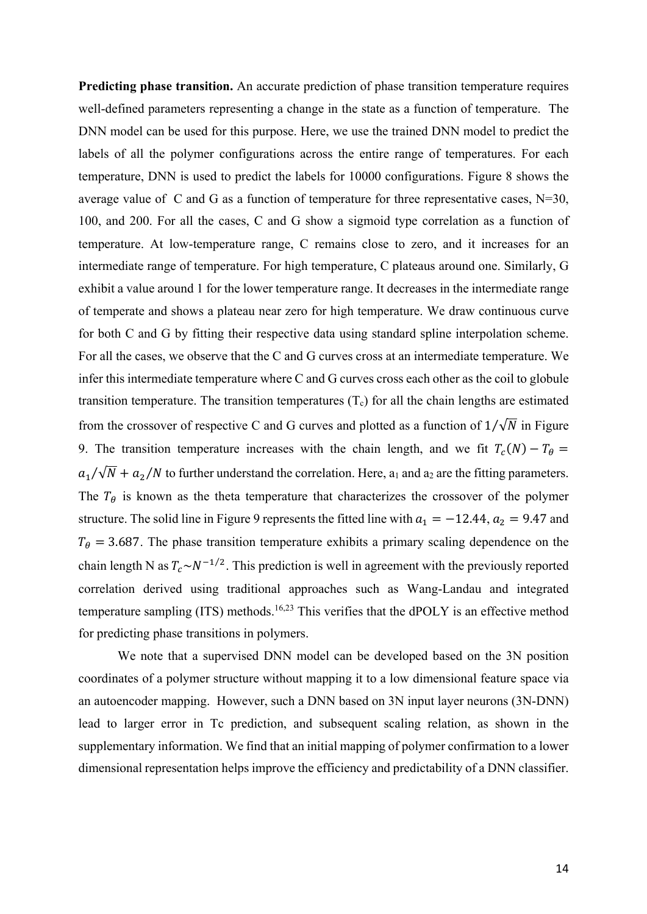**Predicting phase transition.** An accurate prediction of phase transition temperature requires well-defined parameters representing a change in the state as a function of temperature. The DNN model can be used for this purpose. Here, we use the trained DNN model to predict the labels of all the polymer configurations across the entire range of temperatures. For each temperature, DNN is used to predict the labels for 10000 configurations. Figure 8 shows the average value of C and G as a function of temperature for three representative cases, N=30, 100, and 200. For all the cases, C and G show a sigmoid type correlation as a function of temperature. At low-temperature range, C remains close to zero, and it increases for an intermediate range of temperature. For high temperature, C plateaus around one. Similarly, G exhibit a value around 1 for the lower temperature range. It decreases in the intermediate range of temperate and shows a plateau near zero for high temperature. We draw continuous curve for both C and G by fitting their respective data using standard spline interpolation scheme. For all the cases, we observe that the C and G curves cross at an intermediate temperature. We infer this intermediate temperature where C and G curves cross each other as the coil to globule transition temperature. The transition temperatures ($T_c$) for all the chain lengths are estimated from the crossover of respective C and G curves and plotted as a function of $1/\sqrt{N}$ in Figure 9. The transition temperature increases with the chain length, and we fit $T_c(N) - T_\theta = a_1/\sqrt{N} + a_2/N$ to further understand the correlation. Here, $a_1$ and $a_2$ are the fitting parameters. The $T_\theta$ is known as the theta temperature that characterizes the crossover of the polymer structure. The solid line in Figure 9 represents the fitted line with $a_1 = -12.44$, $a_2 = 9.47$ and $T_\theta = 3.687$. The phase transition temperature exhibits a primary scaling dependence on the chain length N as $T_c \sim N^{-1/2}$. This prediction is well in agreement with the previously reported correlation derived using traditional approaches such as Wang-Landau and integrated temperature sampling (ITS) methods.[16,23] This verifies that the dPOLY is an effective method for predicting phase transitions in polymers.

We note that a supervised DNN model can be developed based on the 3N position coordinates of a polymer structure without mapping it to a low dimensional feature space via an autoencoder mapping. However, such a DNN based on 3N input layer neurons (3N-DNN) lead to larger error in Tc prediction, and subsequent scaling relation, as shown in the supplementary information. We find that an initial mapping of polymer confirmation to a lower dimensional representation helps improve the efficiency and predictability of a DNN classifier.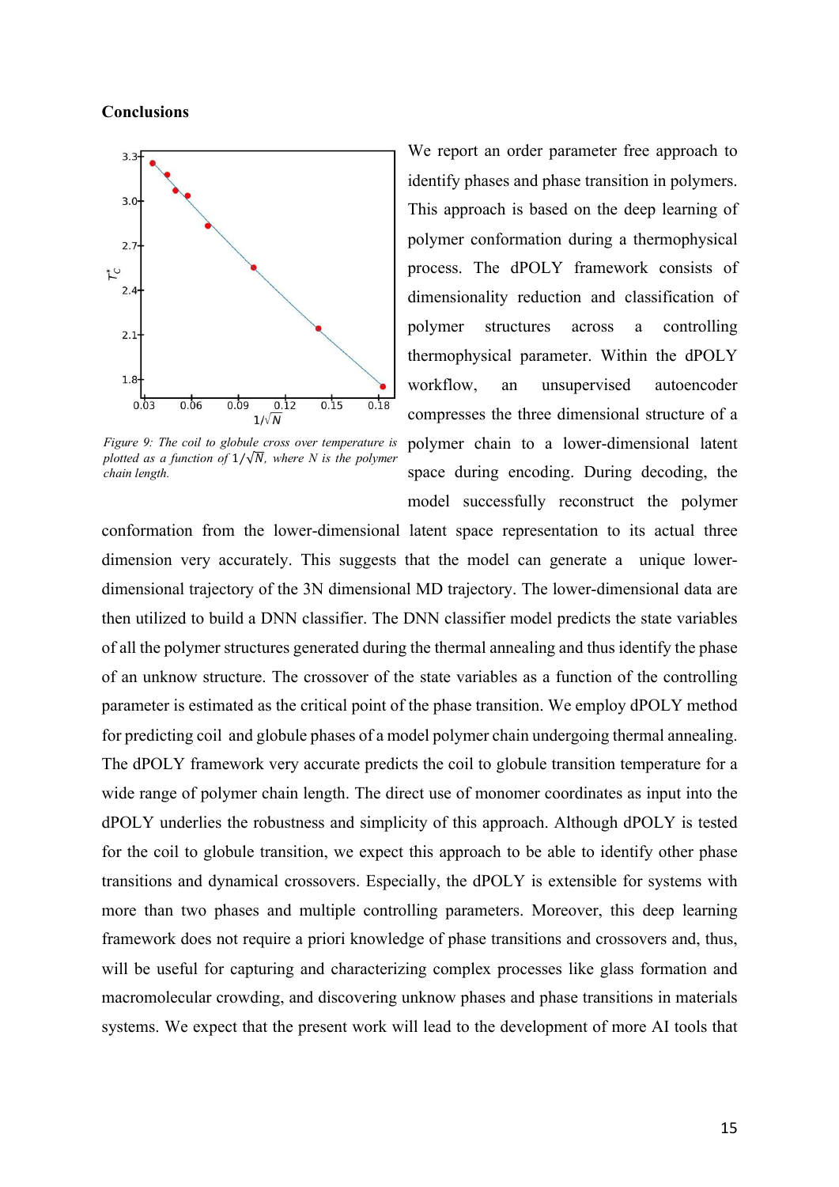## Conclusions

*Figure 9: The coil to globule cross over temperature is plotted as a function of $1/\sqrt{N}$, where N is the polymer chain length.*

We report an order parameter free approach to identify phases and phase transition in polymers. This approach is based on the deep learning of polymer conformation during a thermophysical process. The dPOLY framework consists of dimensionality reduction and classification of polymer structures across a controlling thermophysical parameter. Within the dPOLY workflow, an unsupervised autoencoder compresses the three dimensional structure of a polymer chain to a lower-dimensional latent space during encoding. During decoding, the model successfully reconstruct the polymer conformation from the lower-dimensional latent space representation to its actual three dimension very accurately. This suggests that the model can generate a unique lower-dimensional trajectory of the 3N dimensional MD trajectory. The lower-dimensional data are then utilized to build a DNN classifier. The DNN classifier model predicts the state variables of all the polymer structures generated during the thermal annealing and thus identify the phase of an unknow structure. The crossover of the state variables as a function of the controlling parameter is estimated as the critical point of the phase transition. We employ dPOLY method for predicting coil and globule phases of a model polymer chain undergoing thermal annealing. The dPOLY framework very accurate predicts the coil to globule transition temperature for a wide range of polymer chain length. The direct use of monomer coordinates as input into the dPOLY underlies the robustness and simplicity of this approach. Although dPOLY is tested for the coil to globule transition, we expect this approach to be able to identify other phase transitions and dynamical crossovers. Especially, the dPOLY is extensible for systems with more than two phases and multiple controlling parameters. Moreover, this deep learning framework does not require a priori knowledge of phase transitions and crossovers and, thus, will be useful for capturing and characterizing complex processes like glass formation and macromolecular crowding, and discovering unknow phases and phase transitions in materials systems. We expect that the present work will lead to the development of more AI tools that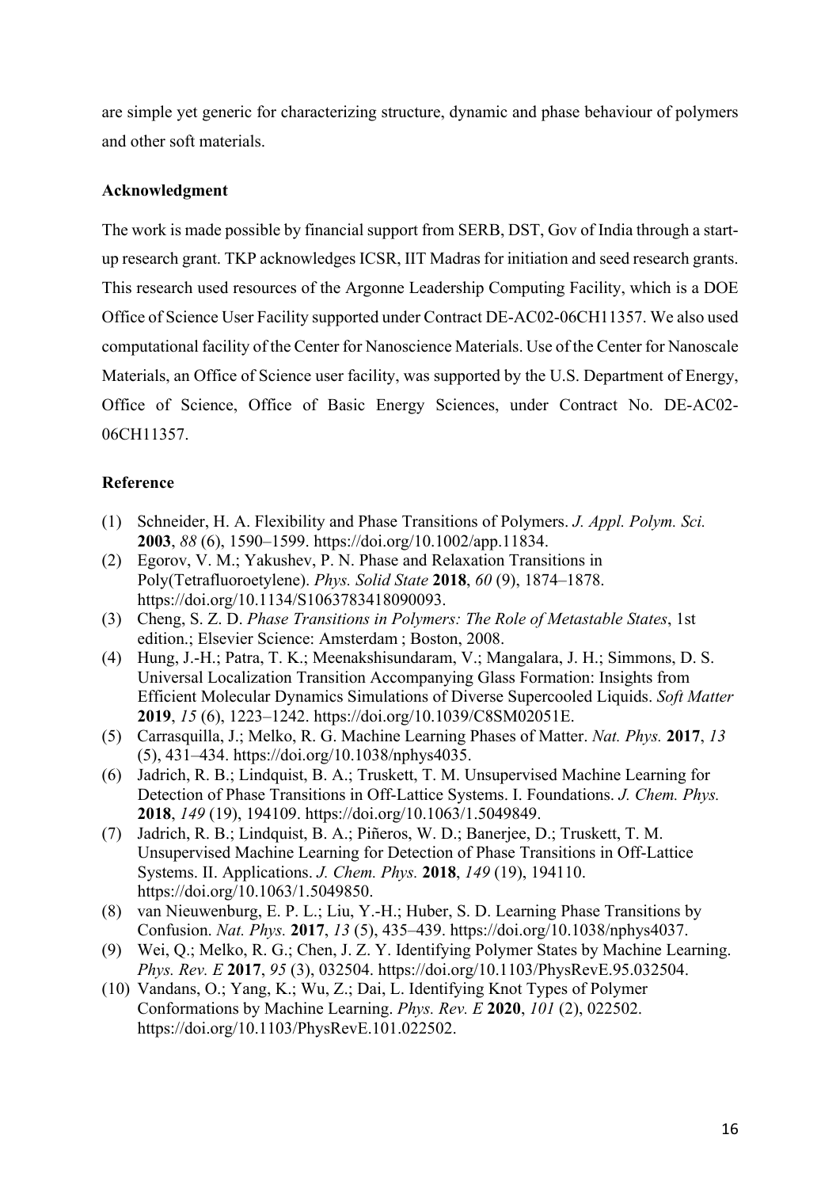are simple yet generic for characterizing structure, dynamic and phase behaviour of polymers and other soft materials.

**Acknowledgment**

The work is made possible by financial support from SERB, DST, Gov of India through a start-up research grant. TKP acknowledges ICSR, IIT Madras for initiation and seed research grants. This research used resources of the Argonne Leadership Computing Facility, which is a DOE Office of Science User Facility supported under Contract DE-AC02-06CH11357. We also used computational facility of the Center for Nanoscience Materials. Use of the Center for Nanoscale Materials, an Office of Science user facility, was supported by the U.S. Department of Energy, Office of Science, Office of Basic Energy Sciences, under Contract No. DE-AC02-06CH11357.

**Reference**

(1) Schneider, H. A. Flexibility and Phase Transitions of Polymers. *J. Appl. Polym. Sci.* **2003**, *88* (6), 1590–1599. https://doi.org/10.1002/app.11834.
(2) Egorov, V. M.; Yakushev, P. N. Phase and Relaxation Transitions in Poly(Tetrafluoroetylene). *Phys. Solid State* **2018**, *60* (9), 1874–1878. https://doi.org/10.1134/S1063783418090093.
(3) Cheng, S. Z. D. *Phase Transitions in Polymers: The Role of Metastable States*, 1st edition.; Elsevier Science: Amsterdam ; Boston, 2008.
(4) Hung, J.-H.; Patra, T. K.; Meenakshisundaram, V.; Mangalara, J. H.; Simmons, D. S. Universal Localization Transition Accompanying Glass Formation: Insights from Efficient Molecular Dynamics Simulations of Diverse Supercooled Liquids. *Soft Matter* **2019**, *15* (6), 1223–1242. https://doi.org/10.1039/C8SM02051E.
(5) Carrasquilla, J.; Melko, R. G. Machine Learning Phases of Matter. *Nat. Phys.* **2017**, *13* (5), 431–434. https://doi.org/10.1038/nphys4035.
(6) Jadrich, R. B.; Lindquist, B. A.; Truskett, T. M. Unsupervised Machine Learning for Detection of Phase Transitions in Off-Lattice Systems. I. Foundations. *J. Chem. Phys.* **2018**, *149* (19), 194109. https://doi.org/10.1063/1.5049849.
(7) Jadrich, R. B.; Lindquist, B. A.; Piñeros, W. D.; Banerjee, D.; Truskett, T. M. Unsupervised Machine Learning for Detection of Phase Transitions in Off-Lattice Systems. II. Applications. *J. Chem. Phys.* **2018**, *149* (19), 194110. https://doi.org/10.1063/1.5049850.
(8) van Nieuwenburg, E. P. L.; Liu, Y.-H.; Huber, S. D. Learning Phase Transitions by Confusion. *Nat. Phys.* **2017**, *13* (5), 435–439. https://doi.org/10.1038/nphys4037.
(9) Wei, Q.; Melko, R. G.; Chen, J. Z. Y. Identifying Polymer States by Machine Learning. *Phys. Rev. E* **2017**, *95* (3), 032504. https://doi.org/10.1103/PhysRevE.95.032504.
(10) Vandans, O.; Yang, K.; Wu, Z.; Dai, L. Identifying Knot Types of Polymer Conformations by Machine Learning. *Phys. Rev. E* **2020**, *101* (2), 022502. https://doi.org/10.1103/PhysRevE.101.022502.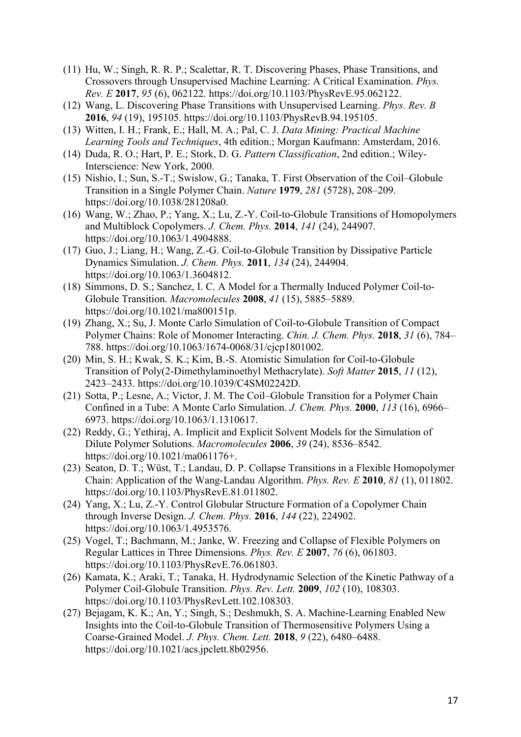(11) Hu, W.; Singh, R. R. P.; Scalettar, R. T. Discovering Phases, Phase Transitions, and Crossovers through Unsupervised Machine Learning: A Critical Examination. *Phys. Rev. E* **2017**, *95* (6), 062122. https://doi.org/10.1103/PhysRevE.95.062122.

(12) Wang, L. Discovering Phase Transitions with Unsupervised Learning. *Phys. Rev. B* **2016**, *94* (19), 195105. https://doi.org/10.1103/PhysRevB.94.195105.

(13) Witten, I. H.; Frank, E.; Hall, M. A.; Pal, C. J. *Data Mining: Practical Machine Learning Tools and Techniques*, 4th edition.; Morgan Kaufmann: Amsterdam, 2016.

(14) Duda, R. O.; Hart, P. E.; Stork, D. G. *Pattern Classification*, 2nd edition.; Wiley-Interscience: New York, 2000.

(15) Nishio, I.; Sun, S.-T.; Swislow, G.; Tanaka, T. First Observation of the Coil–Globule Transition in a Single Polymer Chain. *Nature* **1979**, *281* (5728), 208–209. https://doi.org/10.1038/281208a0.

(16) Wang, W.; Zhao, P.; Yang, X.; Lu, Z.-Y. Coil-to-Globule Transitions of Homopolymers and Multiblock Copolymers. *J. Chem. Phys.* **2014**, *141* (24), 244907. https://doi.org/10.1063/1.4904888.

(17) Guo, J.; Liang, H.; Wang, Z.-G. Coil-to-Globule Transition by Dissipative Particle Dynamics Simulation. *J. Chem. Phys.* **2011**, *134* (24), 244904. https://doi.org/10.1063/1.3604812.

(18) Simmons, D. S.; Sanchez, I. C. A Model for a Thermally Induced Polymer Coil-to-Globule Transition. *Macromolecules* **2008**, *41* (15), 5885–5889. https://doi.org/10.1021/ma800151p.

(19) Zhang, X.; Su, J. Monte Carlo Simulation of Coil-to-Globule Transition of Compact Polymer Chains: Role of Monomer Interacting. *Chin. J. Chem. Phys.* **2018**, *31* (6), 784–788. https://doi.org/10.1063/1674-0068/31/cjcp1801002.

(20) Min, S. H.; Kwak, S. K.; Kim, B.-S. Atomistic Simulation for Coil-to-Globule Transition of Poly(2-Dimethylaminoethyl Methacrylate). *Soft Matter* **2015**, *11* (12), 2423–2433. https://doi.org/10.1039/C4SM02242D.

(21) Sotta, P.; Lesne, A.; Victor, J. M. The Coil–Globule Transition for a Polymer Chain Confined in a Tube: A Monte Carlo Simulation. *J. Chem. Phys.* **2000**, *113* (16), 6966–6973. https://doi.org/10.1063/1.1310617.

(22) Reddy, G.; Yethiraj, A. Implicit and Explicit Solvent Models for the Simulation of Dilute Polymer Solutions. *Macromolecules* **2006**, *39* (24), 8536–8542. https://doi.org/10.1021/ma061176+.

(23) Seaton, D. T.; Wüst, T.; Landau, D. P. Collapse Transitions in a Flexible Homopolymer Chain: Application of the Wang-Landau Algorithm. *Phys. Rev. E* **2010**, *81* (1), 011802. https://doi.org/10.1103/PhysRevE.81.011802.

(24) Yang, X.; Lu, Z.-Y. Control Globular Structure Formation of a Copolymer Chain through Inverse Design. *J. Chem. Phys.* **2016**, *144* (22), 224902. https://doi.org/10.1063/1.4953576.

(25) Vogel, T.; Bachmann, M.; Janke, W. Freezing and Collapse of Flexible Polymers on Regular Lattices in Three Dimensions. *Phys. Rev. E* **2007**, *76* (6), 061803. https://doi.org/10.1103/PhysRevE.76.061803.

(26) Kamata, K.; Araki, T.; Tanaka, H. Hydrodynamic Selection of the Kinetic Pathway of a Polymer Coil-Globule Transition. *Phys. Rev. Lett.* **2009**, *102* (10), 108303. https://doi.org/10.1103/PhysRevLett.102.108303.

(27) Bejagam, K. K.; An, Y.; Singh, S.; Deshmukh, S. A. Machine-Learning Enabled New Insights into the Coil-to-Globule Transition of Thermosensitive Polymers Using a Coarse-Grained Model. *J. Phys. Chem. Lett.* **2018**, *9* (22), 6480–6488. https://doi.org/10.1021/acs.jpclett.8b02956.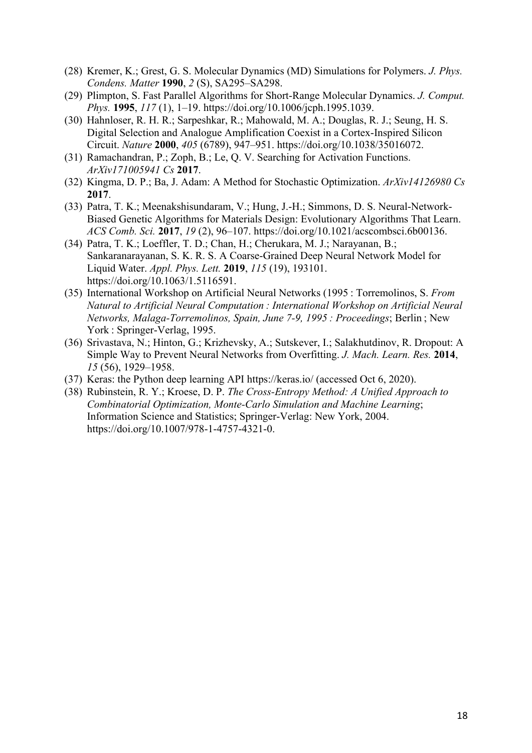(28) Kremer, K.; Grest, G. S. Molecular Dynamics (MD) Simulations for Polymers. *J. Phys. Condens. Matter* **1990**, *2* (S), SA295–SA298.

(29) Plimpton, S. Fast Parallel Algorithms for Short-Range Molecular Dynamics. *J. Comput. Phys.* **1995**, *117* (1), 1–19. https://doi.org/10.1006/jcph.1995.1039.

(30) Hahnloser, R. H. R.; Sarpeshkar, R.; Mahowald, M. A.; Douglas, R. J.; Seung, H. S. Digital Selection and Analogue Amplification Coexist in a Cortex-Inspired Silicon Circuit. *Nature* **2000**, *405* (6789), 947–951. https://doi.org/10.1038/35016072.

(31) Ramachandran, P.; Zoph, B.; Le, Q. V. Searching for Activation Functions. *ArXiv171005941 Cs* **2017**.

(32) Kingma, D. P.; Ba, J. Adam: A Method for Stochastic Optimization. *ArXiv14126980 Cs* **2017**.

(33) Patra, T. K.; Meenakshisundaram, V.; Hung, J.-H.; Simmons, D. S. Neural-Network-Biased Genetic Algorithms for Materials Design: Evolutionary Algorithms That Learn. *ACS Comb. Sci.* **2017**, *19* (2), 96–107. https://doi.org/10.1021/acscombsci.6b00136.

(34) Patra, T. K.; Loeffler, T. D.; Chan, H.; Cherukara, M. J.; Narayanan, B.; Sankaranarayanan, S. K. R. S. A Coarse-Grained Deep Neural Network Model for Liquid Water. *Appl. Phys. Lett.* **2019**, *115* (19), 193101. https://doi.org/10.1063/1.5116591.

(35) International Workshop on Artificial Neural Networks (1995 : Torremolinos, S. *From Natural to Artificial Neural Computation : International Workshop on Artificial Neural Networks, Malaga-Torremolinos, Spain, June 7-9, 1995 : Proceedings*; Berlin ; New York : Springer-Verlag, 1995.

(36) Srivastava, N.; Hinton, G.; Krizhevsky, A.; Sutskever, I.; Salakhutdinov, R. Dropout: A Simple Way to Prevent Neural Networks from Overfitting. *J. Mach. Learn. Res.* **2014**, *15* (56), 1929–1958.

(37) Keras: the Python deep learning API https://keras.io/ (accessed Oct 6, 2020).

(38) Rubinstein, R. Y.; Kroese, D. P. *The Cross-Entropy Method: A Unified Approach to Combinatorial Optimization, Monte-Carlo Simulation and Machine Learning*; Information Science and Statistics; Springer-Verlag: New York, 2004. https://doi.org/10.1007/978-1-4757-4321-0.